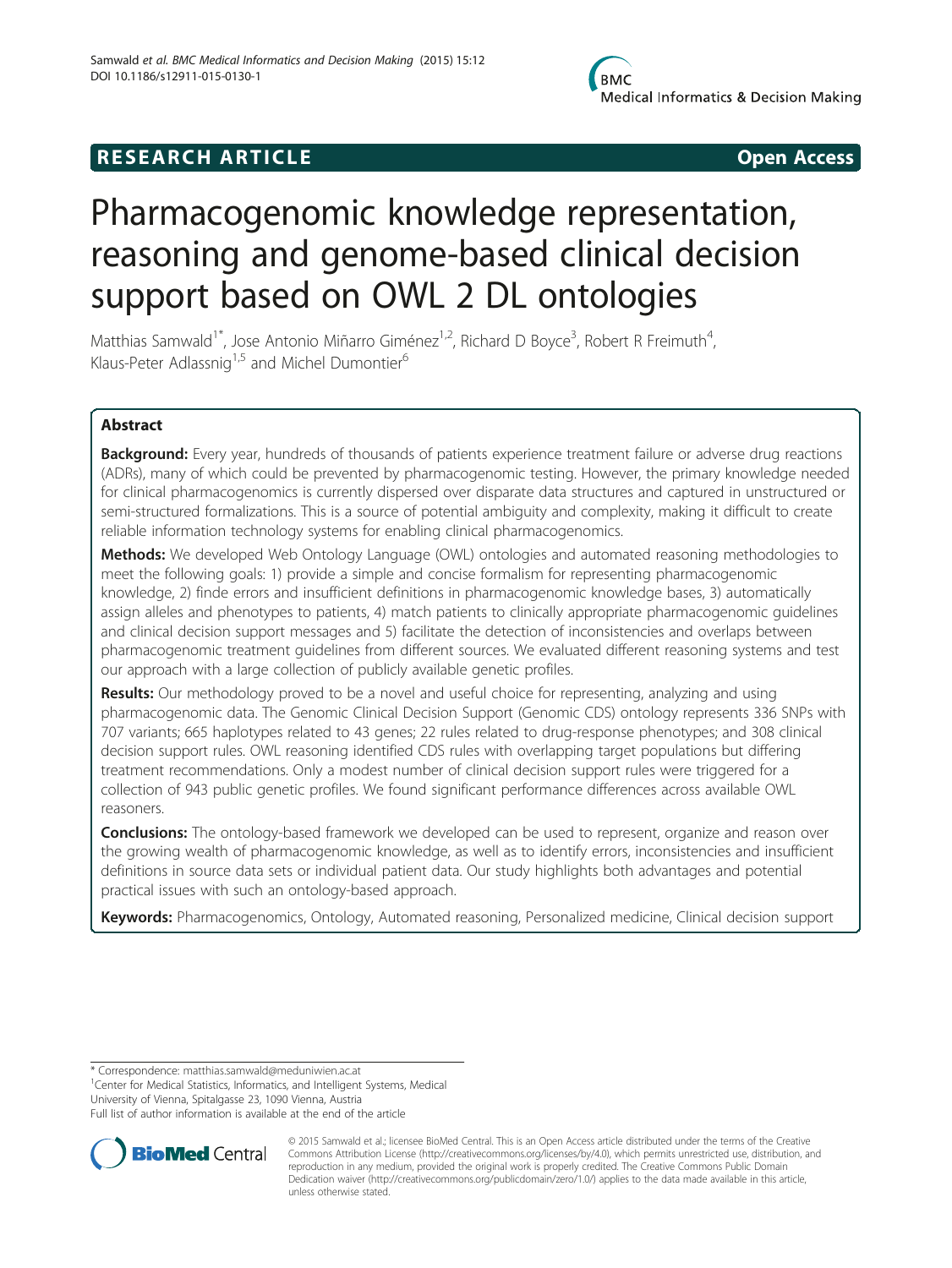RESEARCH ARTICLE

Open Access

# Pharmacogenomic knowledge representation, reasoning and genome-based clinical decision support based on OWL 2 DL ontologies

Matthias Samwald[1*], Jose Antonio Miñarro Giménez[1,2], Richard D Boyce[3], Robert R Freimuth[4], Klaus-Peter Adlassnig[1,5] and Michel Dumontier[6]

## Abstract

**Background:** Every year, hundreds of thousands of patients experience treatment failure or adverse drug reactions (ADRs), many of which could be prevented by pharmacogenomic testing. However, the primary knowledge needed for clinical pharmacogenomics is currently dispersed over disparate data structures and captured in unstructured or semi-structured formalizations. This is a source of potential ambiguity and complexity, making it difficult to create reliable information technology systems for enabling clinical pharmacogenomics.

**Methods:** We developed Web Ontology Language (OWL) ontologies and automated reasoning methodologies to meet the following goals: 1) provide a simple and concise formalism for representing pharmacogenomic knowledge, 2) finde errors and insufficient definitions in pharmacogenomic knowledge bases, 3) automatically assign alleles and phenotypes to patients, 4) match patients to clinically appropriate pharmacogenomic guidelines and clinical decision support messages and 5) facilitate the detection of inconsistencies and overlaps between pharmacogenomic treatment guidelines from different sources. We evaluated different reasoning systems and test our approach with a large collection of publicly available genetic profiles.

**Results:** Our methodology proved to be a novel and useful choice for representing, analyzing and using pharmacogenomic data. The Genomic Clinical Decision Support (Genomic CDS) ontology represents 336 SNPs with 707 variants; 665 haplotypes related to 43 genes; 22 rules related to drug-response phenotypes; and 308 clinical decision support rules. OWL reasoning identified CDS rules with overlapping target populations but differing treatment recommendations. Only a modest number of clinical decision support rules were triggered for a collection of 943 public genetic profiles. We found significant performance differences across available OWL reasoners.

**Conclusions:** The ontology-based framework we developed can be used to represent, organize and reason over the growing wealth of pharmacogenomic knowledge, as well as to identify errors, inconsistencies and insufficient definitions in source data sets or individual patient data. Our study highlights both advantages and potential practical issues with such an ontology-based approach.

**Keywords:** Pharmacogenomics, Ontology, Automated reasoning, Personalized medicine, Clinical decision support

\* Correspondence: matthias.samwald@meduniwien.ac.at
[1]Center for Medical Statistics, Informatics, and Intelligent Systems, Medical University of Vienna, Spitalgasse 23, 1090 Vienna, Austria
Full list of author information is available at the end of the article

© 2015 Samwald et al.; licensee BioMed Central. This is an Open Access article distributed under the terms of the Creative Commons Attribution License (http://creativecommons.org/licenses/by/4.0), which permits unrestricted use, distribution, and reproduction in any medium, provided the original work is properly credited. The Creative Commons Public Domain Dedication waiver (http://creativecommons.org/publicdomain/zero/1.0/) applies to the data made available in this article, unless otherwise stated.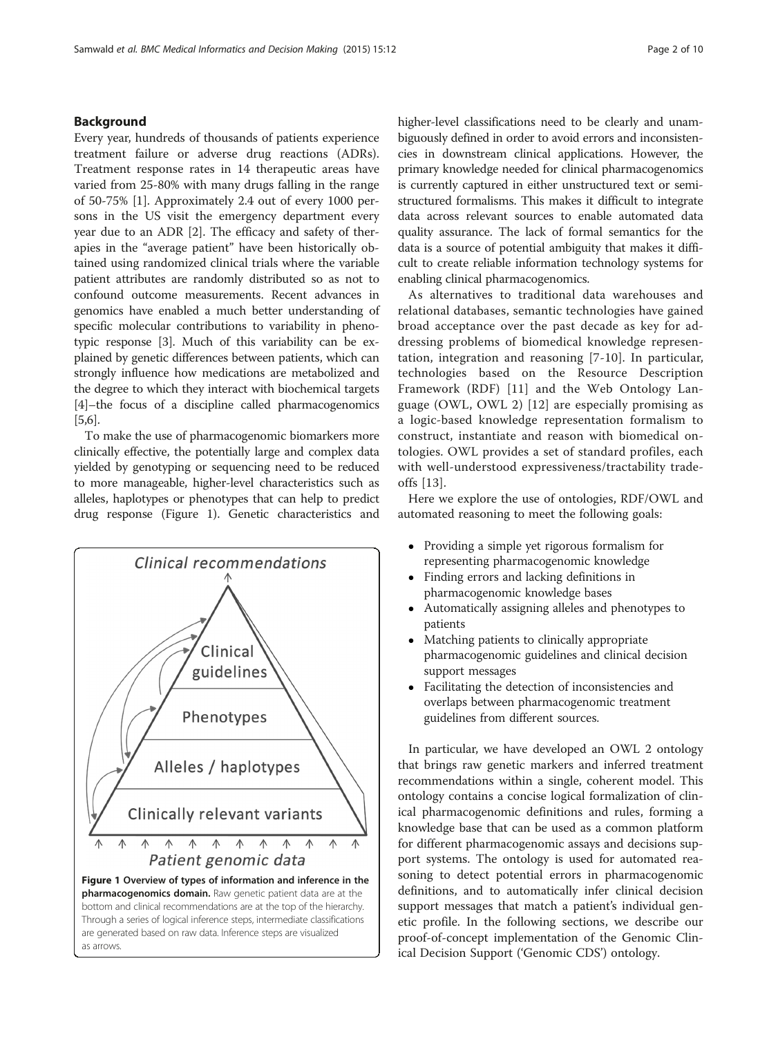## Background

Every year, hundreds of thousands of patients experience treatment failure or adverse drug reactions (ADRs). Treatment response rates in 14 therapeutic areas have varied from 25-80% with many drugs falling in the range of 50-75% [1]. Approximately 2.4 out of every 1000 persons in the US visit the emergency department every year due to an ADR [2]. The efficacy and safety of therapies in the "average patient" have been historically obtained using randomized clinical trials where the variable patient attributes are randomly distributed so as not to confound outcome measurements. Recent advances in genomics have enabled a much better understanding of specific molecular contributions to variability in phenotypic response [3]. Much of this variability can be explained by genetic differences between patients, which can strongly influence how medications are metabolized and the degree to which they interact with biochemical targets [4]–the focus of a discipline called pharmacogenomics [5,6].

To make the use of pharmacogenomic biomarkers more clinically effective, the potentially large and complex data yielded by genotyping or sequencing need to be reduced to more manageable, higher-level characteristics such as alleles, haplotypes or phenotypes that can help to predict drug response (Figure 1). Genetic characteristics and higher-level classifications need to be clearly and unambiguously defined in order to avoid errors and inconsistencies in downstream clinical applications. However, the primary knowledge needed for clinical pharmacogenomics is currently captured in either unstructured text or semi-structured formalisms. This makes it difficult to integrate data across relevant sources to enable automated data quality assurance. The lack of formal semantics for the data is a source of potential ambiguity that makes it difficult to create reliable information technology systems for enabling clinical pharmacogenomics.

**Figure 1 Overview of types of information and inference in the pharmacogenomics domain.** Raw genetic patient data are at the bottom and clinical recommendations are at the top of the hierarchy. Through a series of logical inference steps, intermediate classifications are generated based on raw data. Inference steps are visualized as arrows.

As alternatives to traditional data warehouses and relational databases, semantic technologies have gained broad acceptance over the past decade as key for addressing problems of biomedical knowledge representation, integration and reasoning [7-10]. In particular, technologies based on the Resource Description Framework (RDF) [11] and the Web Ontology Language (OWL, OWL 2) [12] are especially promising as a logic-based knowledge representation formalism to construct, instantiate and reason with biomedical ontologies. OWL provides a set of standard profiles, each with well-understood expressiveness/tractability tradeoffs [13].

Here we explore the use of ontologies, RDF/OWL and automated reasoning to meet the following goals:

- Providing a simple yet rigorous formalism for representing pharmacogenomic knowledge
- Finding errors and lacking definitions in pharmacogenomic knowledge bases
- Automatically assigning alleles and phenotypes to patients
- Matching patients to clinically appropriate pharmacogenomic guidelines and clinical decision support messages
- Facilitating the detection of inconsistencies and overlaps between pharmacogenomic treatment guidelines from different sources.

In particular, we have developed an OWL 2 ontology that brings raw genetic markers and inferred treatment recommendations within a single, coherent model. This ontology contains a concise logical formalization of clinical pharmacogenomic definitions and rules, forming a knowledge base that can be used as a common platform for different pharmacogenomic assays and decisions support systems. The ontology is used for automated reasoning to detect potential errors in pharmacogenomic definitions, and to automatically infer clinical decision support messages that match a patient's individual genetic profile. In the following sections, we describe our proof-of-concept implementation of the Genomic Clinical Decision Support ('Genomic CDS') ontology.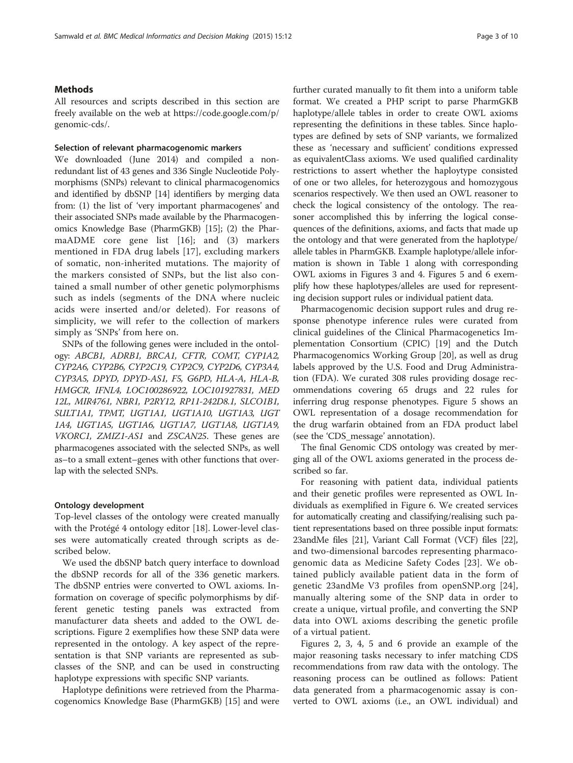## Methods

All resources and scripts described in this section are freely available on the web at https://code.google.com/p/genomic-cds/.

### Selection of relevant pharmacogenomic markers

We downloaded (June 2014) and compiled a non-redundant list of 43 genes and 336 Single Nucleotide Polymorphisms (SNPs) relevant to clinical pharmacogenomics and identified by dbSNP [14] identifiers by merging data from: (1) the list of 'very important pharmacogenes' and their associated SNPs made available by the Pharmacogenomics Knowledge Base (PharmGKB) [15]; (2) the PharmaADME core gene list [16]; and (3) markers mentioned in FDA drug labels [17], excluding markers of somatic, non-inherited mutations. The majority of the markers consisted of SNPs, but the list also contained a small number of other genetic polymorphisms such as indels (segments of the DNA where nucleic acids were inserted and/or deleted). For reasons of simplicity, we will refer to the collection of markers simply as 'SNPs' from here on.

SNPs of the following genes were included in the ontology: *ABCB1, ADRB1, BRCA1, CFTR, COMT, CYP1A2, CYP2A6, CYP2B6, CYP2C19, CYP2C9, CYP2D6, CYP3A4, CYP3A5, DPYD, DPYD-AS1, F5, G6PD, HLA-A, HLA-B, HMGCR, IFNL4, LOC100286922, LOC101927831, MED12L, MIR4761, NBR1, P2RY12, RP11-242D8.1, SLCO1B1, SULT1A1, TPMT, UGT1A1, UGT1A10, UGT1A3, UGT1A4, UGT1A5, UGT1A6, UGT1A7, UGT1A8, UGT1A9, VKORC1, ZMIZ1-AS1* and *ZSCAN25*. These genes are pharmacogenes associated with the selected SNPs, as well as–to a small extent–genes with other functions that overlap with the selected SNPs.

### Ontology development

Top-level classes of the ontology were created manually with the Protégé 4 ontology editor [18]. Lower-level classes were automatically created through scripts as described below.

We used the dbSNP batch query interface to download the dbSNP records for all of the 336 genetic markers. The dbSNP entries were converted to OWL axioms. Information on coverage of specific polymorphisms by different genetic testing panels was extracted from manufacturer data sheets and added to the OWL descriptions. Figure 2 exemplifies how these SNP data were represented in the ontology. A key aspect of the representation is that SNP variants are represented as subclasses of the SNP, and can be used in constructing haplotype expressions with specific SNP variants.

Haplotype definitions were retrieved from the Pharmacogenomics Knowledge Base (PharmGKB) [15] and were further curated manually to fit them into a uniform table format. We created a PHP script to parse PharmGKB haplotype/allele tables in order to create OWL axioms representing the definitions in these tables. Since haplotypes are defined by sets of SNP variants, we formalized these as 'necessary and sufficient' conditions expressed as equivalentClass axioms. We used qualified cardinality restrictions to assert whether the haploytype consisted of one or two alleles, for heterozygous and homozygous scenarios respectively. We then used an OWL reasoner to check the logical consistency of the ontology. The reasoner accomplished this by inferring the logical consequences of the definitions, axioms, and facts that made up the ontology and that were generated from the haplotype/allele tables in PharmGKB. Example haplotype/allele information is shown in Table 1 along with corresponding OWL axioms in Figures 3 and 4. Figures 5 and 6 exemplify how these haplotypes/alleles are used for representing decision support rules or individual patient data.

Pharmacogenomic decision support rules and drug response phenotype inference rules were curated from clinical guidelines of the Clinical Pharmacogenetics Implementation Consortium (CPIC) [19] and the Dutch Pharmacogenomics Working Group [20], as well as drug labels approved by the U.S. Food and Drug Administration (FDA). We curated 308 rules providing dosage recommendations covering 65 drugs and 22 rules for inferring drug response phenotypes. Figure 5 shows an OWL representation of a dosage recommendation for the drug warfarin obtained from an FDA product label (see the 'CDS_message' annotation).

The final Genomic CDS ontology was created by merging all of the OWL axioms generated in the process described so far.

For reasoning with patient data, individual patients and their genetic profiles were represented as OWL Individuals as exemplified in Figure 6. We created services for automatically creating and classifying/realising such patient representations based on three possible input formats: 23andMe files [21], Variant Call Format (VCF) files [22], and two-dimensional barcodes representing pharmacogenomic data as Medicine Safety Codes [23]. We obtained publicly available patient data in the form of genetic 23andMe V3 profiles from openSNP.org [24], manually altering some of the SNP data in order to create a unique, virtual profile, and converting the SNP data into OWL axioms describing the genetic profile of a virtual patient.

Figures 2, 3, 4, 5 and 6 provide an example of the major reasoning tasks necessary to infer matching CDS recommendations from raw data with the ontology. The reasoning process can be outlined as follows: Patient data generated from a pharmacogenomic assay is converted to OWL axioms (i.e., an OWL individual) and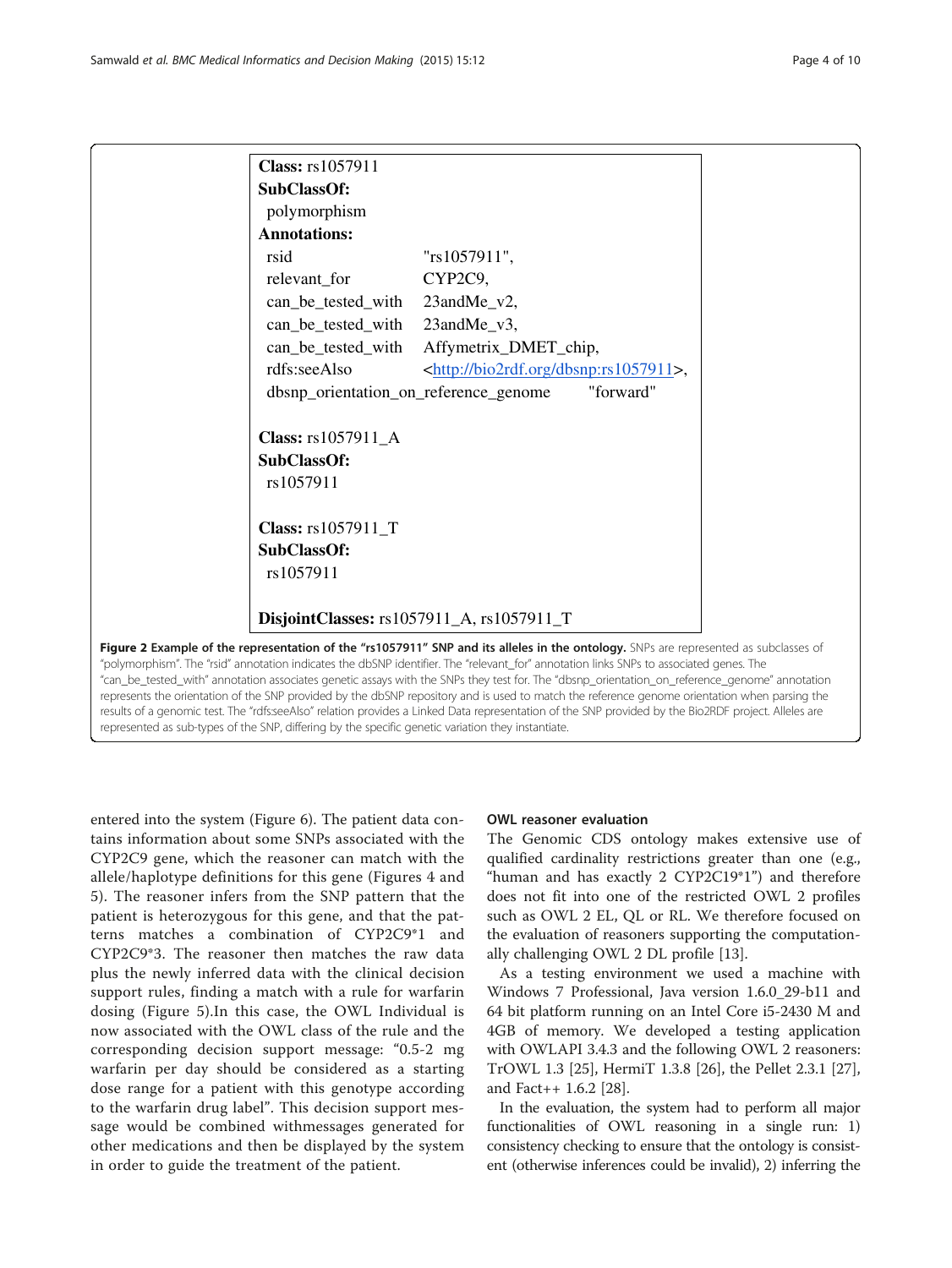```
Class: rs1057911
SubClassOf:
  polymorphism
Annotations:
  rsid                  "rs1057911",
  relevant_for          CYP2C9,
  can_be_tested_with    23andMe_v2,
  can_be_tested_with    23andMe_v3,
  can_be_tested_with    Affymetrix_DMET_chip,
  rdfs:seeAlso          <http://bio2rdf.org/dbsnp:rs1057911>,
  dbsnp_orientation_on_reference_genome       "forward"

Class: rs1057911_A
SubClassOf:
  rs1057911

Class: rs1057911_T
SubClassOf:
  rs1057911

DisjointClasses: rs1057911_A, rs1057911_T
```

**Figure 2 Example of the representation of the "rs1057911" SNP and its alleles in the ontology.** SNPs are represented as subclasses of "polymorphism". The "rsid" annotation indicates the dbSNP identifier. The "relevant_for" annotation links SNPs to associated genes. The "can_be_tested_with" annotation associates genetic assays with the SNPs they test for. The "dbsnp_orientation_on_reference_genome" annotation represents the orientation of the SNP provided by the dbSNP repository and is used to match the reference genome orientation when parsing the results of a genomic test. The "rdfs:seeAlso" relation provides a Linked Data representation of the SNP provided by the Bio2RDF project. Alleles are represented as sub-types of the SNP, differing by the specific genetic variation they instantiate.

entered into the system (Figure 6). The patient data contains information about some SNPs associated with the CYP2C9 gene, which the reasoner can match with the allele/haplotype definitions for this gene (Figures 4 and 5). The reasoner infers from the SNP pattern that the patient is heterozygous for this gene, and that the patterns matches a combination of CYP2C9*1 and CYP2C9*3. The reasoner then matches the raw data plus the newly inferred data with the clinical decision support rules, finding a match with a rule for warfarin dosing (Figure 5).In this case, the OWL Individual is now associated with the OWL class of the rule and the corresponding decision support message: "0.5-2 mg warfarin per day should be considered as a starting dose range for a patient with this genotype according to the warfarin drug label". This decision support message would be combined withmessages generated for other medications and then be displayed by the system in order to guide the treatment of the patient.

### OWL reasoner evaluation

The Genomic CDS ontology makes extensive use of qualified cardinality restrictions greater than one (e.g., "human and has exactly 2 CYP2C19*1") and therefore does not fit into one of the restricted OWL 2 profiles such as OWL 2 EL, QL or RL. We therefore focused on the evaluation of reasoners supporting the computationally challenging OWL 2 DL profile [13].

As a testing environment we used a machine with Windows 7 Professional, Java version 1.6.0_29-b11 and 64 bit platform running on an Intel Core i5-2430 M and 4GB of memory. We developed a testing application with OWLAPI 3.4.3 and the following OWL 2 reasoners: TrOWL 1.3 [25], HermiT 1.3.8 [26], the Pellet 2.3.1 [27], and Fact++ 1.6.2 [28].

In the evaluation, the system had to perform all major functionalities of OWL reasoning in a single run: 1) consistency checking to ensure that the ontology is consistent (otherwise inferences could be invalid), 2) inferring the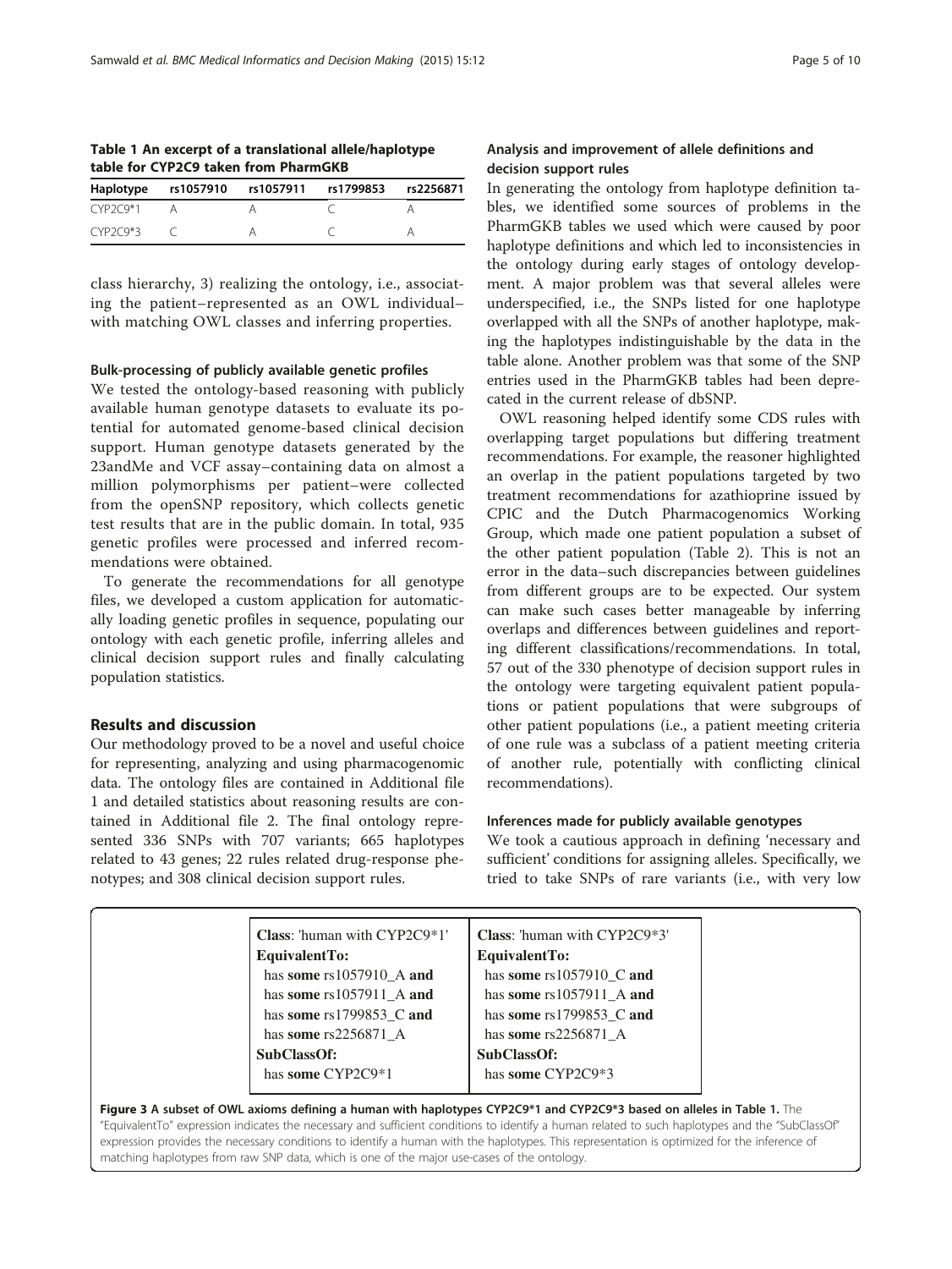**Table 1 An excerpt of a translational allele/haplotype table for CYP2C9 taken from PharmGKB**

| Haplotype | rs1057910 | rs1057911 | rs1799853 | rs2256871 |
|---|---|---|---|---|
| CYP2C9*1 | A | A | C | A |
| CYP2C9*3 | C | A | C | A |

class hierarchy, 3) realizing the ontology, i.e., associating the patient–represented as an OWL individual–with matching OWL classes and inferring properties.

#### Bulk-processing of publicly available genetic profiles

We tested the ontology-based reasoning with publicly available human genotype datasets to evaluate its potential for automated genome-based clinical decision support. Human genotype datasets generated by the 23andMe and VCF assay–containing data on almost a million polymorphisms per patient–were collected from the openSNP repository, which collects genetic test results that are in the public domain. In total, 935 genetic profiles were processed and inferred recommendations were obtained.

To generate the recommendations for all genotype files, we developed a custom application for automatically loading genetic profiles in sequence, populating our ontology with each genetic profile, inferring alleles and clinical decision support rules and finally calculating population statistics.

## Results and discussion

Our methodology proved to be a novel and useful choice for representing, analyzing and using pharmacogenomic data. The ontology files are contained in Additional file 1 and detailed statistics about reasoning results are contained in Additional file 2. The final ontology represented 336 SNPs with 707 variants; 665 haplotypes related to 43 genes; 22 rules related drug-response phenotypes; and 308 clinical decision support rules.

#### Analysis and improvement of allele definitions and decision support rules

In generating the ontology from haplotype definition tables, we identified some sources of problems in the PharmGKB tables we used which were caused by poor haplotype definitions and which led to inconsistencies in the ontology during early stages of ontology development. A major problem was that several alleles were underspecified, i.e., the SNPs listed for one haplotype overlapped with all the SNPs of another haplotype, making the haplotypes indistinguishable by the data in the table alone. Another problem was that some of the SNP entries used in the PharmGKB tables had been deprecated in the current release of dbSNP.

OWL reasoning helped identify some CDS rules with overlapping target populations but differing treatment recommendations. For example, the reasoner highlighted an overlap in the patient populations targeted by two treatment recommendations for azathioprine issued by CPIC and the Dutch Pharmacogenomics Working Group, which made one patient population a subset of the other patient population (Table 2). This is not an error in the data–such discrepancies between guidelines from different groups are to be expected. Our system can make such cases better manageable by inferring overlaps and differences between guidelines and reporting different classifications/recommendations. In total, 57 out of the 330 phenotype of decision support rules in the ontology were targeting equivalent patient populations or patient populations that were subgroups of other patient populations (i.e., a patient meeting criteria of one rule was a subclass of a patient meeting criteria of another rule, potentially with conflicting clinical recommendations).

#### Inferences made for publicly available genotypes

We took a cautious approach in defining 'necessary and sufficient' conditions for assigning alleles. Specifically, we tried to take SNPs of rare variants (i.e., with very low

| **Class**: 'human with CYP2C9*1' | **Class**: 'human with CYP2C9*3' |
|---|---|
| **EquivalentTo:** | **EquivalentTo:** |
| has **some** rs1057910_A **and** | has **some** rs1057910_C **and** |
| has **some** rs1057911_A **and** | has **some** rs1057911_A **and** |
| has **some** rs1799853_C **and** | has **some** rs1799853_C **and** |
| has **some** rs2256871_A | has **some** rs2256871_A |
| **SubClassOf:** | **SubClassOf:** |
| has **some** CYP2C9*1 | has **some** CYP2C9*3 |

**Figure 3 A subset of OWL axioms defining a human with haplotypes CYP2C9*1 and CYP2C9*3 based on alleles in Table 1.** The "EquivalentTo" expression indicates the necessary and sufficient conditions to identify a human related to such haplotypes and the "SubClassOf" expression provides the necessary conditions to identify a human with the haplotypes. This representation is optimized for the inference of matching haplotypes from raw SNP data, which is one of the major use-cases of the ontology.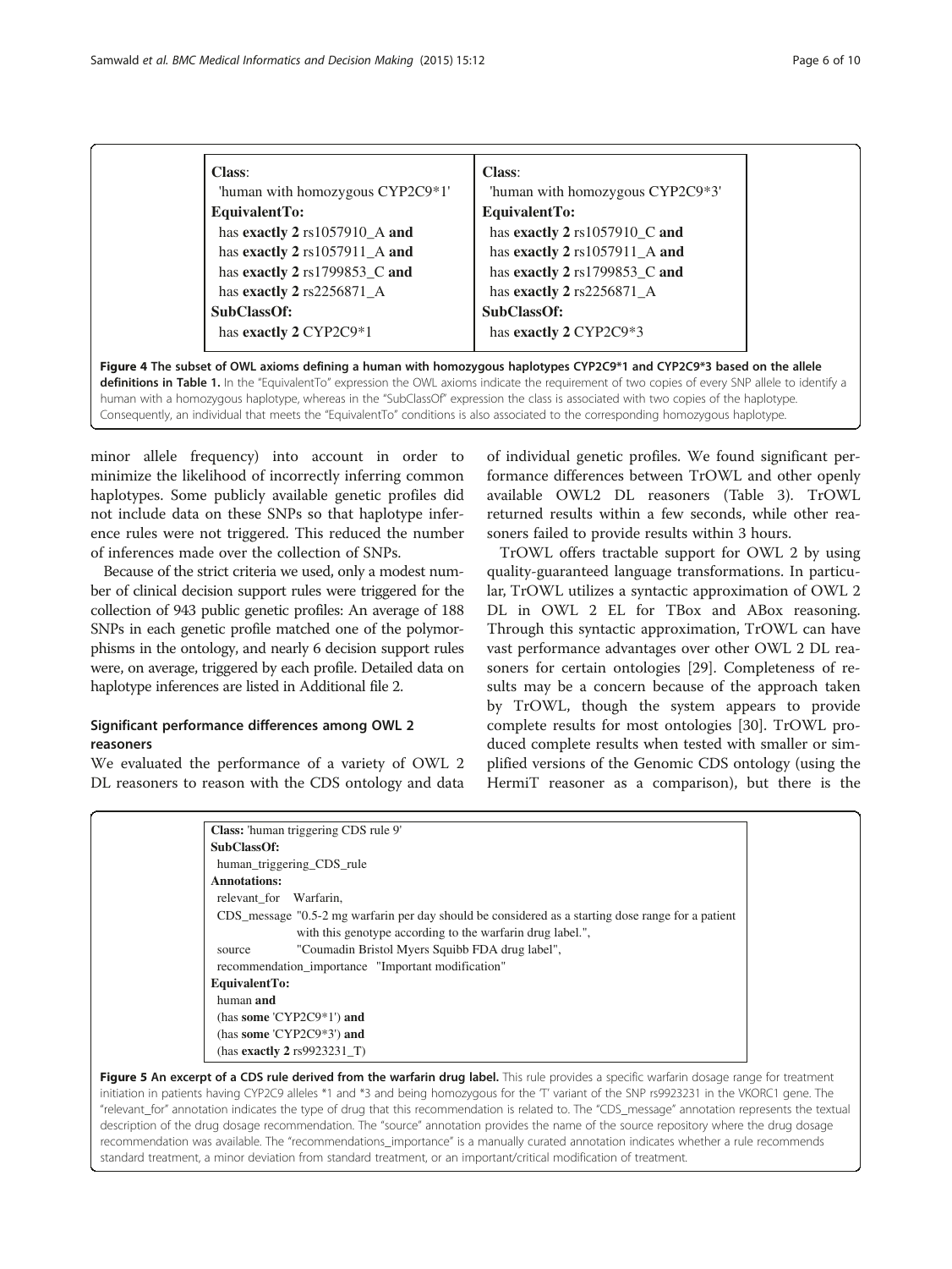**Class:**
'human with homozygous CYP2C9*1'
**EquivalentTo:**
has **exactly 2** rs1057910_A **and**
has **exactly 2** rs1057911_A **and**
has **exactly 2** rs1799853_C **and**
has **exactly 2** rs2256871_A
**SubClassOf:**
has **exactly 2** CYP2C9*1

**Class:**
'human with homozygous CYP2C9*3'
**EquivalentTo:**
has **exactly 2** rs1057910_C **and**
has **exactly 2** rs1057911_A **and**
has **exactly 2** rs1799853_C **and**
has **exactly 2** rs2256871_A
**SubClassOf:**
has **exactly 2** CYP2C9*3

**Figure 4 The subset of OWL axioms defining a human with homozygous haplotypes CYP2C9*1 and CYP2C9*3 based on the allele definitions in Table 1.** In the "EquivalentTo" expression the OWL axioms indicate the requirement of two copies of every SNP allele to identify a human with a homozygous haplotype, whereas in the "SubClassOf" expression the class is associated with two copies of the haplotype. Consequently, an individual that meets the "EquivalentTo" conditions is also associated to the corresponding homozygous haplotype.

minor allele frequency) into account in order to minimize the likelihood of incorrectly inferring common haplotypes. Some publicly available genetic profiles did not include data on these SNPs so that haplotype inference rules were not triggered. This reduced the number of inferences made over the collection of SNPs.

Because of the strict criteria we used, only a modest number of clinical decision support rules were triggered for the collection of 943 public genetic profiles: An average of 188 SNPs in each genetic profile matched one of the polymorphisms in the ontology, and nearly 6 decision support rules were, on average, triggered by each profile. Detailed data on haplotype inferences are listed in Additional file 2.

### Significant performance differences among OWL 2 reasoners

We evaluated the performance of a variety of OWL 2 DL reasoners to reason with the CDS ontology and data of individual genetic profiles. We found significant performance differences between TrOWL and other openly available OWL2 DL reasoners (Table 3). TrOWL returned results within a few seconds, while other reasoners failed to provide results within 3 hours.

TrOWL offers tractable support for OWL 2 by using quality-guaranteed language transformations. In particular, TrOWL utilizes a syntactic approximation of OWL 2 DL in OWL 2 EL for TBox and ABox reasoning. Through this syntactic approximation, TrOWL can have vast performance advantages over other OWL 2 DL reasoners for certain ontologies [29]. Completeness of results may be a concern because of the approach taken by TrOWL, though the system appears to provide complete results for most ontologies [30]. TrOWL produced complete results when tested with smaller or simplified versions of the Genomic CDS ontology (using the HermiT reasoner as a comparison), but there is the

**Class:** 'human triggering CDS rule 9'
**SubClassOf:**
human_triggering_CDS_rule
**Annotations:**
relevant_for Warfarin,
CDS_message "0.5-2 mg warfarin per day should be considered as a starting dose range for a patient with this genotype according to the warfarin drug label.",
source "Coumadin Bristol Myers Squibb FDA drug label",
recommendation_importance "Important modification"
**EquivalentTo:**
human **and**
(has **some** 'CYP2C9*1') **and**
(has **some** 'CYP2C9*3') **and**
(has **exactly 2** rs9923231_T)

**Figure 5 An excerpt of a CDS rule derived from the warfarin drug label.** This rule provides a specific warfarin dosage range for treatment initiation in patients having CYP2C9 alleles *1 and *3 and being homozygous for the 'T' variant of the SNP rs9923231 in the VKORC1 gene. The "relevant_for" annotation indicates the type of drug that this recommendation is related to. The "CDS_message" annotation represents the textual description of the drug dosage recommendation. The "source" annotation provides the name of the source repository where the drug dosage recommendation was available. The "recommendations_importance" is a manually curated annotation indicates whether a rule recommends standard treatment, a minor deviation from standard treatment, or an important/critical modification of treatment.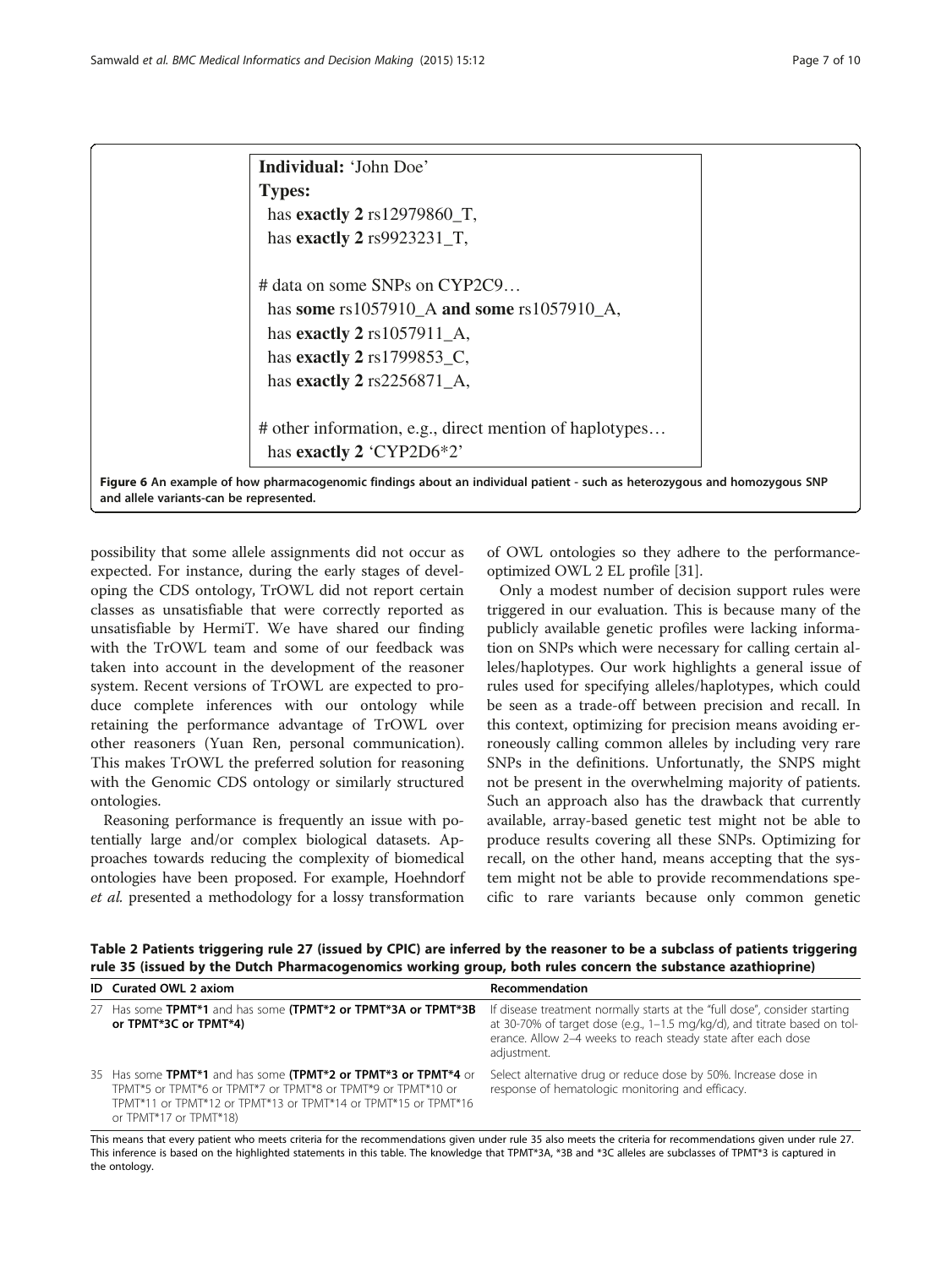```
Individual: 'John Doe'
Types:
  has exactly 2 rs12979860_T,
  has exactly 2 rs9923231_T,

  # data on some SNPs on CYP2C9…
  has some rs1057910_A and some rs1057910_A,
  has exactly 2 rs1057911_A,
  has exactly 2 rs1799853_C,
  has exactly 2 rs2256871_A,

  # other information, e.g., direct mention of haplotypes…
  has exactly 2 'CYP2D6*2'
```

**Figure 6** An example of how pharmacogenomic findings about an individual patient - such as heterozygous and homozygous SNP and allele variants-can be represented.

possibility that some allele assignments did not occur as expected. For instance, during the early stages of developing the CDS ontology, TrOWL did not report certain classes as unsatisfiable that were correctly reported as unsatisfiable by HermiT. We have shared our finding with the TrOWL team and some of our feedback was taken into account in the development of the reasoner system. Recent versions of TrOWL are expected to produce complete inferences with our ontology while retaining the performance advantage of TrOWL over other reasoners (Yuan Ren, personal communication). This makes TrOWL the preferred solution for reasoning with the Genomic CDS ontology or similarly structured ontologies.

Reasoning performance is frequently an issue with potentially large and/or complex biological datasets. Approaches towards reducing the complexity of biomedical ontologies have been proposed. For example, Hoehndorf *et al.* presented a methodology for a lossy transformation of OWL ontologies so they adhere to the performance-optimized OWL 2 EL profile [31].

Only a modest number of decision support rules were triggered in our evaluation. This is because many of the publicly available genetic profiles were lacking information on SNPs which were necessary for calling certain alleles/haplotypes. Our work highlights a general issue of rules used for specifying alleles/haplotypes, which could be seen as a trade-off between precision and recall. In this context, optimizing for precision means avoiding erroneously calling common alleles by including very rare SNPs in the definitions. Unfortunately, the SNPS might not be present in the overwhelming majority of patients. Such an approach also has the drawback that currently available, array-based genetic test might not be able to produce results covering all these SNPs. Optimizing for recall, on the other hand, means accepting that the system might not be able to provide recommendations specific to rare variants because only common genetic

**Table 2 Patients triggering rule 27 (issued by CPIC) are inferred by the reasoner to be a subclass of patients triggering rule 35 (issued by the Dutch Pharmacogenomics working group, both rules concern the substance azathioprine)**

| ID | Curated OWL 2 axiom | Recommendation |
|---|---|---|
| 27 | Has some **TPMT*1** and has some **(TPMT*2 or TPMT*3A or TPMT*3B or TPMT*3C or TPMT*4)** | If disease treatment normally starts at the "full dose", consider starting at 30-70% of target dose (e.g., 1–1.5 mg/kg/d), and titrate based on tolerance. Allow 2–4 weeks to reach steady state after each dose adjustment. |
| 35 | Has some **TPMT*1** and has some **(TPMT*2 or TPMT*3 or TPMT*4** or TPMT*5 or TPMT*6 or TPMT*7 or TPMT*8 or TPMT*9 or TPMT*10 or TPMT*11 or TPMT*12 or TPMT*13 or TPMT*14 or TPMT*15 or TPMT*16 or TPMT*17 or TPMT*18) | Select alternative drug or reduce dose by 50%. Increase dose in response of hematologic monitoring and efficacy. |

This means that every patient who meets criteria for the recommendations given under rule 35 also meets the criteria for recommendations given under rule 27. This inference is based on the highlighted statements in this table. The knowledge that TPMT*3A, *3B and *3C alleles are subclasses of TPMT*3 is captured in the ontology.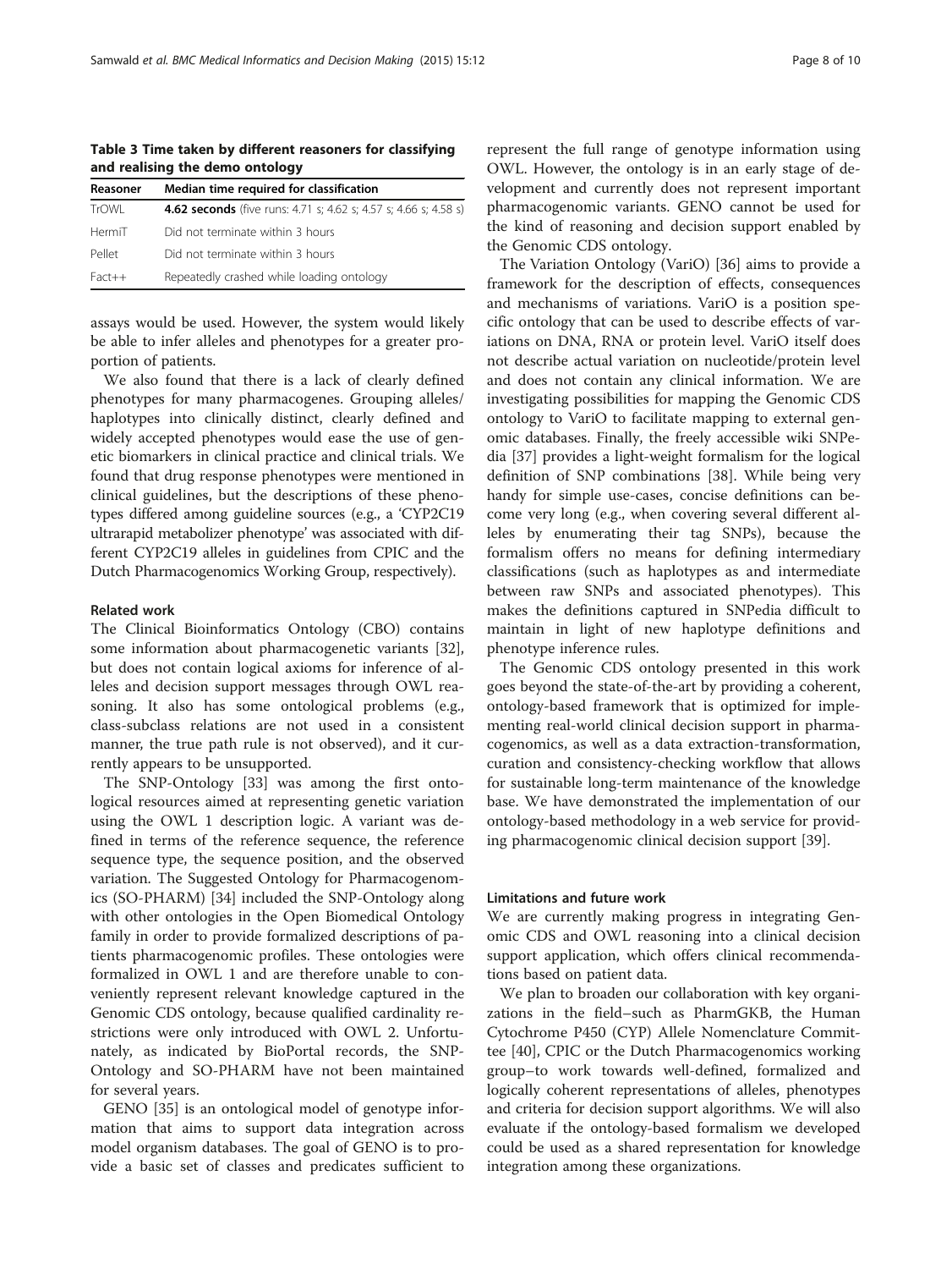**Table 3 Time taken by different reasoners for classifying and realising the demo ontology**

| Reasoner | Median time required for classification |
|---|---|
| TrOWL | **4.62 seconds** (five runs: 4.71 s; 4.62 s; 4.57 s; 4.66 s; 4.58 s) |
| HermiT | Did not terminate within 3 hours |
| Pellet | Did not terminate within 3 hours |
| Fact++ | Repeatedly crashed while loading ontology |

assays would be used. However, the system would likely be able to infer alleles and phenotypes for a greater proportion of patients.

We also found that there is a lack of clearly defined phenotypes for many pharmacogenes. Grouping alleles/haplotypes into clinically distinct, clearly defined and widely accepted phenotypes would ease the use of genetic biomarkers in clinical practice and clinical trials. We found that drug response phenotypes were mentioned in clinical guidelines, but the descriptions of these phenotypes differed among guideline sources (e.g., a 'CYP2C19 ultrarapid metabolizer phenotype' was associated with different CYP2C19 alleles in guidelines from CPIC and the Dutch Pharmacogenomics Working Group, respectively).

### Related work

The Clinical Bioinformatics Ontology (CBO) contains some information about pharmacogenetic variants [32], but does not contain logical axioms for inference of alleles and decision support messages through OWL reasoning. It also has some ontological problems (e.g., class-subclass relations are not used in a consistent manner, the true path rule is not observed), and it currently appears to be unsupported.

The SNP-Ontology [33] was among the first ontological resources aimed at representing genetic variation using the OWL 1 description logic. A variant was defined in terms of the reference sequence, the reference sequence type, the sequence position, and the observed variation. The Suggested Ontology for Pharmacogenomics (SO-PHARM) [34] included the SNP-Ontology along with other ontologies in the Open Biomedical Ontology family in order to provide formalized descriptions of patients pharmacogenomic profiles. These ontologies were formalized in OWL 1 and are therefore unable to conveniently represent relevant knowledge captured in the Genomic CDS ontology, because qualified cardinality restrictions were only introduced with OWL 2. Unfortunately, as indicated by BioPortal records, the SNP-Ontology and SO-PHARM have not been maintained for several years.

GENO [35] is an ontological model of genotype information that aims to support data integration across model organism databases. The goal of GENO is to provide a basic set of classes and predicates sufficient to represent the full range of genotype information using OWL. However, the ontology is in an early stage of development and currently does not represent important pharmacogenomic variants. GENO cannot be used for the kind of reasoning and decision support enabled by the Genomic CDS ontology.

The Variation Ontology (VariO) [36] aims to provide a framework for the description of effects, consequences and mechanisms of variations. VariO is a position specific ontology that can be used to describe effects of variations on DNA, RNA or protein level. VariO itself does not describe actual variation on nucleotide/protein level and does not contain any clinical information. We are investigating possibilities for mapping the Genomic CDS ontology to VariO to facilitate mapping to external genomic databases. Finally, the freely accessible wiki SNPedia [37] provides a light-weight formalism for the logical definition of SNP combinations [38]. While being very handy for simple use-cases, concise definitions can become very long (e.g., when covering several different alleles by enumerating their tag SNPs), because the formalism offers no means for defining intermediary classifications (such as haplotypes as and intermediate between raw SNPs and associated phenotypes). This makes the definitions captured in SNPedia difficult to maintain in light of new haplotype definitions and phenotype inference rules.

The Genomic CDS ontology presented in this work goes beyond the state-of-the-art by providing a coherent, ontology-based framework that is optimized for implementing real-world clinical decision support in pharmacogenomics, as well as a data extraction-transformation, curation and consistency-checking workflow that allows for sustainable long-term maintenance of the knowledge base. We have demonstrated the implementation of our ontology-based methodology in a web service for providing pharmacogenomic clinical decision support [39].

### Limitations and future work

We are currently making progress in integrating Genomic CDS and OWL reasoning into a clinical decision support application, which offers clinical recommendations based on patient data.

We plan to broaden our collaboration with key organizations in the field–such as PharmGKB, the Human Cytochrome P450 (CYP) Allele Nomenclature Committee [40], CPIC or the Dutch Pharmacogenomics working group–to work towards well-defined, formalized and logically coherent representations of alleles, phenotypes and criteria for decision support algorithms. We will also evaluate if the ontology-based formalism we developed could be used as a shared representation for knowledge integration among these organizations.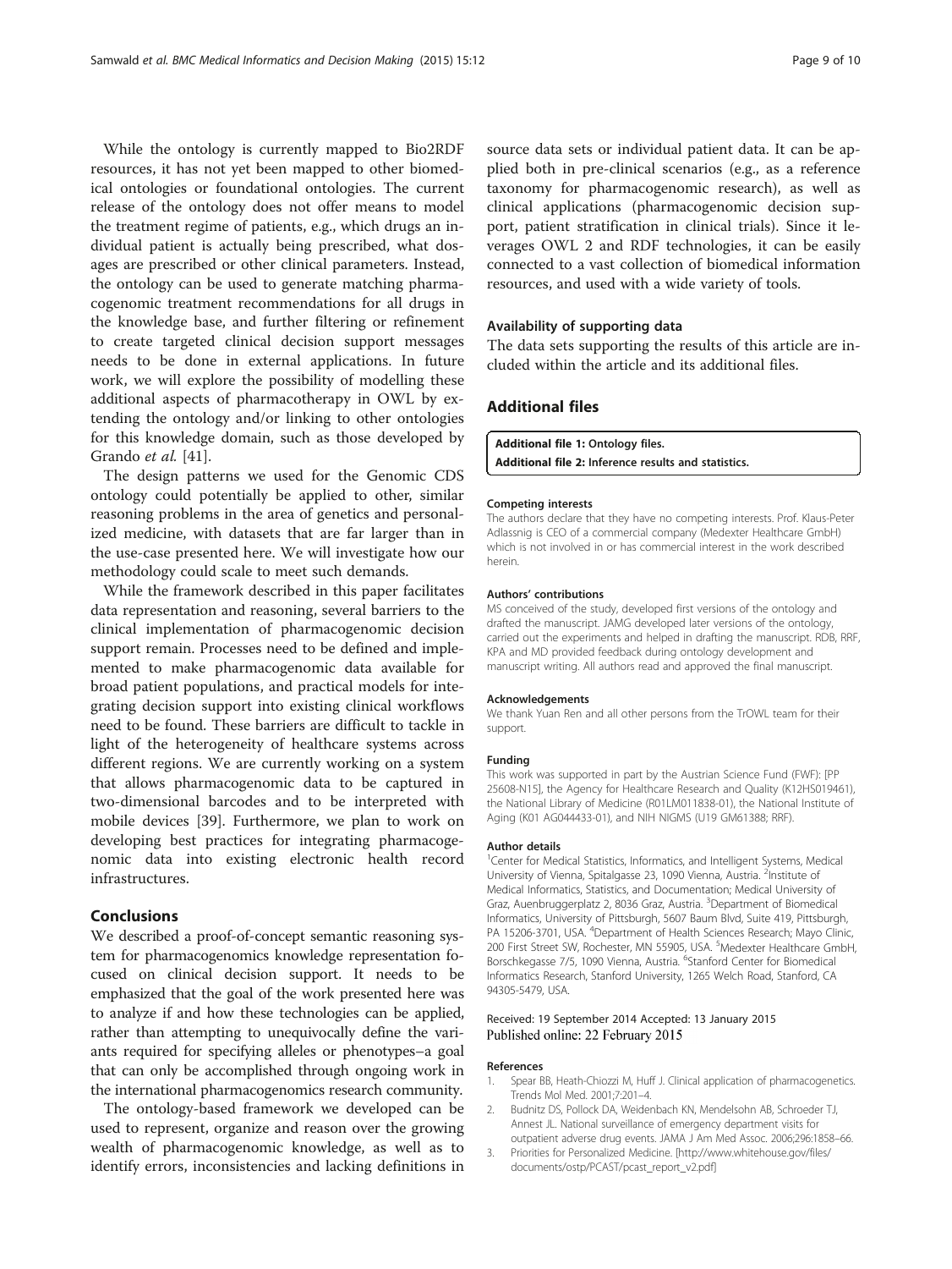While the ontology is currently mapped to Bio2RDF resources, it has not yet been mapped to other biomedical ontologies or foundational ontologies. The current release of the ontology does not offer means to model the treatment regime of patients, e.g., which drugs an individual patient is actually being prescribed, what dosages are prescribed or other clinical parameters. Instead, the ontology can be used to generate matching pharmacogenomic treatment recommendations for all drugs in the knowledge base, and further filtering or refinement to create targeted clinical decision support messages needs to be done in external applications. In future work, we will explore the possibility of modelling these additional aspects of pharmacotherapy in OWL by extending the ontology and/or linking to other ontologies for this knowledge domain, such as those developed by Grando *et al.* [41].

The design patterns we used for the Genomic CDS ontology could potentially be applied to other, similar reasoning problems in the area of genetics and personalized medicine, with datasets that are far larger than in the use-case presented here. We will investigate how our methodology could scale to meet such demands.

While the framework described in this paper facilitates data representation and reasoning, several barriers to the clinical implementation of pharmacogenomic decision support remain. Processes need to be defined and implemented to make pharmacogenomic data available for broad patient populations, and practical models for integrating decision support into existing clinical workflows need to be found. These barriers are difficult to tackle in light of the heterogeneity of healthcare systems across different regions. We are currently working on a system that allows pharmacogenomic data to be captured in two-dimensional barcodes and to be interpreted with mobile devices [39]. Furthermore, we plan to work on developing best practices for integrating pharmacogenomic data into existing electronic health record infrastructures.

## Conclusions

We described a proof-of-concept semantic reasoning system for pharmacogenomics knowledge representation focused on clinical decision support. It needs to be emphasized that the goal of the work presented here was to analyze if and how these technologies can be applied, rather than attempting to unequivocally define the variants required for specifying alleles or phenotypes–a goal that can only be accomplished through ongoing work in the international pharmacogenomics research community.

The ontology-based framework we developed can be used to represent, organize and reason over the growing wealth of pharmacogenomic knowledge, as well as to identify errors, inconsistencies and lacking definitions in source data sets or individual patient data. It can be applied both in pre-clinical scenarios (e.g., as a reference taxonomy for pharmacogenomic research), as well as clinical applications (pharmacogenomic decision support, patient stratification in clinical trials). Since it leverages OWL 2 and RDF technologies, it can be easily connected to a vast collection of biomedical information resources, and used with a wide variety of tools.

### Availability of supporting data

The data sets supporting the results of this article are included within the article and its additional files.

## Additional files

**Additional file 1: Ontology files.**
**Additional file 2: Inference results and statistics.**

#### Competing interests

The authors declare that they have no competing interests. Prof. Klaus-Peter Adlassnig is CEO of a commercial company (Medexter Healthcare GmbH) which is not involved in or has commercial interest in the work described herein.

#### Authors' contributions

MS conceived of the study, developed first versions of the ontology and drafted the manuscript. JAMG developed later versions of the ontology, carried out the experiments and helped in drafting the manuscript. RDB, RRF, KPA and MD provided feedback during ontology development and manuscript writing. All authors read and approved the final manuscript.

#### Acknowledgements

We thank Yuan Ren and all other persons from the TrOWL team for their support.

#### Funding

This work was supported in part by the Austrian Science Fund (FWF): [PP 25608-N15], the Agency for Healthcare Research and Quality (K12HS019461), the National Library of Medicine (R01LM011838-01), the National Institute of Aging (K01 AG044433-01), and NIH NIGMS (U19 GM61388; RRF).

#### Author details

[1]Center for Medical Statistics, Informatics, and Intelligent Systems, Medical University of Vienna, Spitalgasse 23, 1090 Vienna, Austria. [2]Institute of Medical Informatics, Statistics, and Documentation; Medical University of Graz, Auenbruggerplatz 2, 8036 Graz, Austria. [3]Department of Biomedical Informatics, University of Pittsburgh, 5607 Baum Blvd, Suite 419, Pittsburgh, PA 15206-3701, USA. [4]Department of Health Sciences Research; Mayo Clinic, 200 First Street SW, Rochester, MN 55905, USA. [5]Medexter Healthcare GmbH, Borschkegasse 7/5, 1090 Vienna, Austria. [6]Stanford Center for Biomedical Informatics Research, Stanford University, 1265 Welch Road, Stanford, CA 94305-5479, USA.

Received: 19 September 2014 Accepted: 13 January 2015
Published online: 22 February 2015

#### References

1. Spear BB, Heath-Chiozzi M, Huff J. Clinical application of pharmacogenetics. Trends Mol Med. 2001;7:201–4.
2. Budnitz DS, Pollock DA, Weidenbach KN, Mendelsohn AB, Schroeder TJ, Annest JL. National surveillance of emergency department visits for outpatient adverse drug events. JAMA J Am Med Assoc. 2006;296:1858–66.
3. Priorities for Personalized Medicine. [http://www.whitehouse.gov/files/documents/ostp/PCAST/pcast_report_v2.pdf]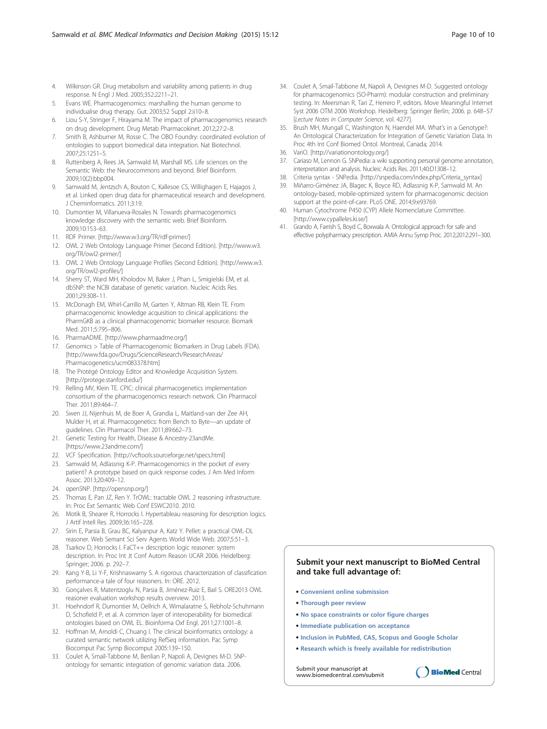4. Wilkinson GR. Drug metabolism and variability among patients in drug response. N Engl J Med. 2005;352:2211–21.
5. Evans WE. Pharmacogenomics: marshalling the human genome to individualise drug therapy. Gut. 2003;52 Suppl 2:ii10–8.
6. Liou S-Y, Stringer F, Hirayama M. The impact of pharmacogenomics research on drug development. Drug Metab Pharmacokinet. 2012;27:2–8.
7. Smith B, Ashburner M, Rosse C. The OBO Foundry: coordinated evolution of ontologies to support biomedical data integration. Nat Biotechnol. 2007;25:1251–5.
8. Ruttenberg A, Rees JA, Samwald M, Marshall MS. Life sciences on the Semantic Web: the Neurocommons and beyond. Brief Bioinform. 2009;10(2):bbp004.
9. Samwald M, Jentzsch A, Bouton C, Kallesoe CS, Willighagen E, Hajagos J, et al. Linked open drug data for pharmaceutical research and development. J Cheminformatics. 2011;3:19.
10. Dumontier M, Villanueva-Rosales N. Towards pharmacogenomics knowledge discovery with the semantic web. Brief Bioinform. 2009;10:153–63.
11. RDF Primer. [http://www.w3.org/TR/rdf-primer/]
12. OWL 2 Web Ontology Language Primer (Second Edition). [http://www.w3.org/TR/owl2-primer/]
13. OWL 2 Web Ontology Language Profiles (Second Edition). [http://www.w3.org/TR/owl2-profiles/]
14. Sherry ST, Ward MH, Kholodov M, Baker J, Phan L, Smigielski EM, et al. dbSNP: the NCBI database of genetic variation. Nucleic Acids Res. 2001;29:308–11.
15. McDonagh EM, Whirl-Carrillo M, Garten Y, Altman RB, Klein TE. From pharmacogenomic knowledge acquisition to clinical applications: the PharmGKB as a clinical pharmacogenomic biomarker resource. Biomark Med. 2011;5:795–806.
16. PharmaADME. [http://www.pharmaadme.org/]
17. Genomics > Table of Pharmacogenomic Biomarkers in Drug Labels (FDA). [http://www.fda.gov/Drugs/ScienceResearch/ResearchAreas/Pharmacogenetics/ucm083378.htm]
18. The Protégé Ontology Editor and Knowledge Acquisition System. [http://protege.stanford.edu/]
19. Relling MV, Klein TE. CPIC: clinical pharmacogenetics implementation consortium of the pharmacogenomics research network. Clin Pharmacol Ther. 2011;89:464–7.
20. Swen JJ, Nijenhuis M, de Boer A, Grandia L, Maitland-van der Zee AH, Mulder H, et al. Pharmacogenetics: from Bench to Byte—an update of guidelines. Clin Pharmacol Ther. 2011;89:662–73.
21. Genetic Testing for Health, Disease & Ancestry-23andMe. [https://www.23andme.com/]
22. VCF Specification. [http://vcftools.sourceforge.net/specs.html]
23. Samwald M, Adlassnig K-P. Pharmacogenomics in the pocket of every patient? A prototype based on quick response codes. J Am Med Inform Assoc. 2013;20:409–12.
24. openSNP. [http://opensnp.org/]
25. Thomas E, Pan JZ, Ren Y. TrOWL: tractable OWL 2 reasoning infrastructure. In: Proc Ext Semantic Web Conf ESWC2010. 2010.
26. Motik B, Shearer R, Horrocks I. Hypertableau reasoning for description logics. J Artif Intell Res. 2009;36:165–228.
27. Sirin E, Parsia B, Grau BC, Kalyanpur A, Katz Y. Pellet: a practical OWL-DL reasoner. Web Semant Sci Serv Agents World Wide Web. 2007;5:51–3.
28. Tsarkov D, Horrocks I. FaCT++ description logic reasoner: system description. In: Proc Int Jt Conf Autom Reason IJCAR 2006. Heidelberg: Springer; 2006. p. 292–7.
29. Kang Y-B, Li Y-F, Krishnaswamy S. A rigorous characterization of classification performance-a tale of four reasoners. In: ORE. 2012.
30. Gonçalves R, Matentzoglu N, Parsia B, Jiménez-Ruiz E, Bail S. ORE2013 OWL reasoner evaluation workshop results overview. 2013.
31. Hoehndorf R, Dumontier M, Oellrich A, Wimalaratne S, Rebholz-Schuhmann D, Schofield P, et al. A common layer of interoperability for biomedical ontologies based on OWL EL. Bioinforma Oxf Engl. 2011;27:1001–8.
32. Hoffman M, Arnoldi C, Chuang I. The clinical bioinformatics ontology: a curated semantic network utilizing RefSeq information. Pac Symp Biocomput Pac Symp Biocomput 2005:139–150.
33. Coulet A, Smaïl-Tabbone M, Benlian P, Napoli A, Devignes M-D. SNP-ontology for semantic integration of genomic variation data. 2006.
34. Coulet A, Smaïl-Tabbone M, Napoli A, Devignes M-D. Suggested ontology for pharmacogenomics (SO-Pharm): modular construction and preliminary testing. In: Meersman R, Tari Z, Herrero P, editors. Move Meaningful Internet Syst 2006 OTM 2006 Workshop. Heidelberg: Springer Berlin; 2006. p. 648–57 [*Lecture Notes in Computer Science*, vol. 4277].
35. Brush MH, Mungall C, Washington N, Haendel MA. What's in a Genotype?: An Ontological Characterization for Integration of Genetic Variation Data. In Proc 4th Int Conf Biomed Ontol. Montreal, Canada; 2014.
36. VariO. [http://variationontology.org/]
37. Cariaso M, Lennon G. SNPedia: a wiki supporting personal genome annotation, interpretation and analysis. Nucleic Acids Res. 2011;40:D1308–12.
38. Criteria syntax - SNPedia. [http://snpedia.com/index.php/Criteria_syntax]
39. Miñarro-Giménez JA, Blagec K, Boyce RD, Adlassnig K-P, Samwald M. An ontology-based, mobile-optimized system for pharmacogenomic decision support at the point-of-care. PLoS ONE. 2014;9:e93769.
40. Human Cytochrome P450 (CYP) Allele Nomenclature Committee. [http://www.cypalleles.ki.se/]
41. Grando A, Farrish S, Boyd C, Boxwala A. Ontological approach for safe and effective polypharmacy prescription. AMIA Annu Symp Proc. 2012;2012:291–300.

**Submit your next manuscript to BioMed Central and take full advantage of:**

- **Convenient online submission**
- **Thorough peer review**
- **No space constraints or color figure charges**
- **Immediate publication on acceptance**
- **Inclusion in PubMed, CAS, Scopus and Google Scholar**
- **Research which is freely available for redistribution**

Submit your manuscript at
www.biomedcentral.com/submit

BioMed Central